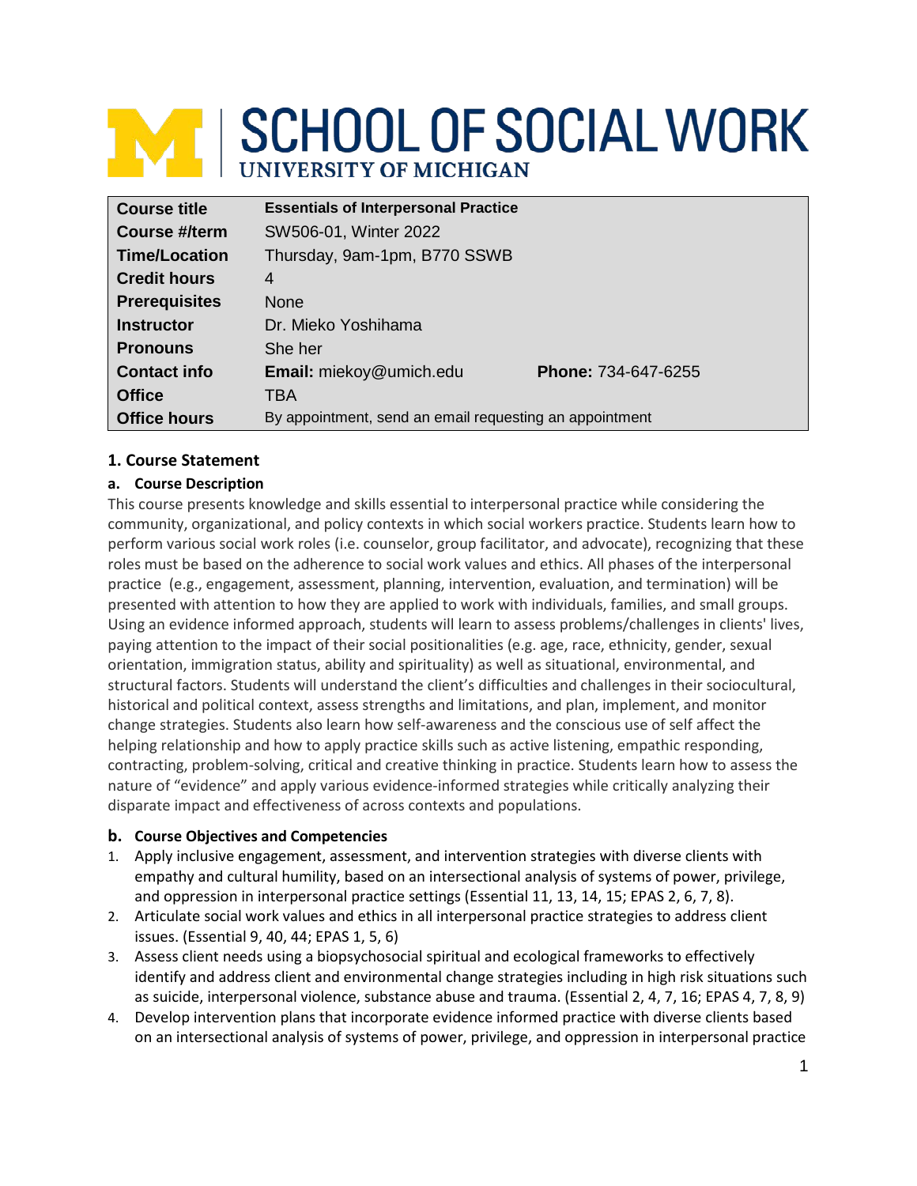# SCHOOL OF SOCIAL WORK
UNIVERSITY OF MICHIGAN

| | | |
|---|---|---|
| **Course title** | **Essentials of Interpersonal Practice** | |
| **Course #/term** | SW506-01, Winter 2022 | |
| **Time/Location** | Thursday, 9am-1pm, B770 SSWB | |
| **Credit hours** | 4 | |
| **Prerequisites** | None | |
| **Instructor** | Dr. Mieko Yoshihama | |
| **Pronouns** | She her | |
| **Contact info** | **Email:** miekoy@umich.edu | **Phone:** 734-647-6255 |
| **Office** | TBA | |
| **Office hours** | By appointment, send an email requesting an appointment | |

## 1. Course Statement

### a. Course Description

This course presents knowledge and skills essential to interpersonal practice while considering the community, organizational, and policy contexts in which social workers practice. Students learn how to perform various social work roles (i.e. counselor, group facilitator, and advocate), recognizing that these roles must be based on the adherence to social work values and ethics. All phases of the interpersonal practice (e.g., engagement, assessment, planning, intervention, evaluation, and termination) will be presented with attention to how they are applied to work with individuals, families, and small groups. Using an evidence informed approach, students will learn to assess problems/challenges in clients' lives, paying attention to the impact of their social positionalities (e.g. age, race, ethnicity, gender, sexual orientation, immigration status, ability and spirituality) as well as situational, environmental, and structural factors. Students will understand the client's difficulties and challenges in their sociocultural, historical and political context, assess strengths and limitations, and plan, implement, and monitor change strategies. Students also learn how self-awareness and the conscious use of self affect the helping relationship and how to apply practice skills such as active listening, empathic responding, contracting, problem-solving, critical and creative thinking in practice. Students learn how to assess the nature of "evidence" and apply various evidence-informed strategies while critically analyzing their disparate impact and effectiveness of across contexts and populations.

### b. Course Objectives and Competencies

1. Apply inclusive engagement, assessment, and intervention strategies with diverse clients with empathy and cultural humility, based on an intersectional analysis of systems of power, privilege, and oppression in interpersonal practice settings (Essential 11, 13, 14, 15; EPAS 2, 6, 7, 8).
2. Articulate social work values and ethics in all interpersonal practice strategies to address client issues. (Essential 9, 40, 44; EPAS 1, 5, 6)
3. Assess client needs using a biopsychosocial spiritual and ecological frameworks to effectively identify and address client and environmental change strategies including in high risk situations such as suicide, interpersonal violence, substance abuse and trauma. (Essential 2, 4, 7, 16; EPAS 4, 7, 8, 9)
4. Develop intervention plans that incorporate evidence informed practice with diverse clients based on an intersectional analysis of systems of power, privilege, and oppression in interpersonal practice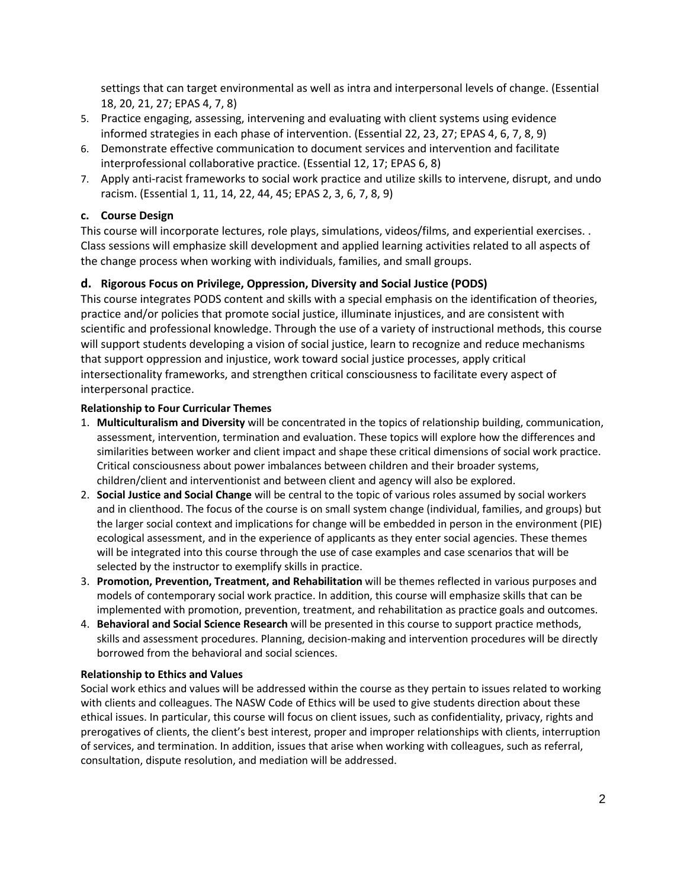settings that can target environmental as well as intra and interpersonal levels of change. (Essential 18, 20, 21, 27; EPAS 4, 7, 8)

5. Practice engaging, assessing, intervening and evaluating with client systems using evidence informed strategies in each phase of intervention. (Essential 22, 23, 27; EPAS 4, 6, 7, 8, 9)
6. Demonstrate effective communication to document services and intervention and facilitate interprofessional collaborative practice. (Essential 12, 17; EPAS 6, 8)
7. Apply anti-racist frameworks to social work practice and utilize skills to intervene, disrupt, and undo racism. (Essential 1, 11, 14, 22, 44, 45; EPAS 2, 3, 6, 7, 8, 9)

### c. Course Design

This course will incorporate lectures, role plays, simulations, videos/films, and experiential exercises. . Class sessions will emphasize skill development and applied learning activities related to all aspects of the change process when working with individuals, families, and small groups.

### d. Rigorous Focus on Privilege, Oppression, Diversity and Social Justice (PODS)

This course integrates PODS content and skills with a special emphasis on the identification of theories, practice and/or policies that promote social justice, illuminate injustices, and are consistent with scientific and professional knowledge. Through the use of a variety of instructional methods, this course will support students developing a vision of social justice, learn to recognize and reduce mechanisms that support oppression and injustice, work toward social justice processes, apply critical intersectionality frameworks, and strengthen critical consciousness to facilitate every aspect of interpersonal practice.

**Relationship to Four Curricular Themes**

1. **Multiculturalism and Diversity** will be concentrated in the topics of relationship building, communication, assessment, intervention, termination and evaluation. These topics will explore how the differences and similarities between worker and client impact and shape these critical dimensions of social work practice. Critical consciousness about power imbalances between children and their broader systems, children/client and interventionist and between client and agency will also be explored.
2. **Social Justice and Social Change** will be central to the topic of various roles assumed by social workers and in clienthood. The focus of the course is on small system change (individual, families, and groups) but the larger social context and implications for change will be embedded in person in the environment (PIE) ecological assessment, and in the experience of applicants as they enter social agencies. These themes will be integrated into this course through the use of case examples and case scenarios that will be selected by the instructor to exemplify skills in practice.
3. **Promotion, Prevention, Treatment, and Rehabilitation** will be themes reflected in various purposes and models of contemporary social work practice. In addition, this course will emphasize skills that can be implemented with promotion, prevention, treatment, and rehabilitation as practice goals and outcomes.
4. **Behavioral and Social Science Research** will be presented in this course to support practice methods, skills and assessment procedures. Planning, decision-making and intervention procedures will be directly borrowed from the behavioral and social sciences.

**Relationship to Ethics and Values**

Social work ethics and values will be addressed within the course as they pertain to issues related to working with clients and colleagues. The NASW Code of Ethics will be used to give students direction about these ethical issues. In particular, this course will focus on client issues, such as confidentiality, privacy, rights and prerogatives of clients, the client's best interest, proper and improper relationships with clients, interruption of services, and termination. In addition, issues that arise when working with colleagues, such as referral, consultation, dispute resolution, and mediation will be addressed.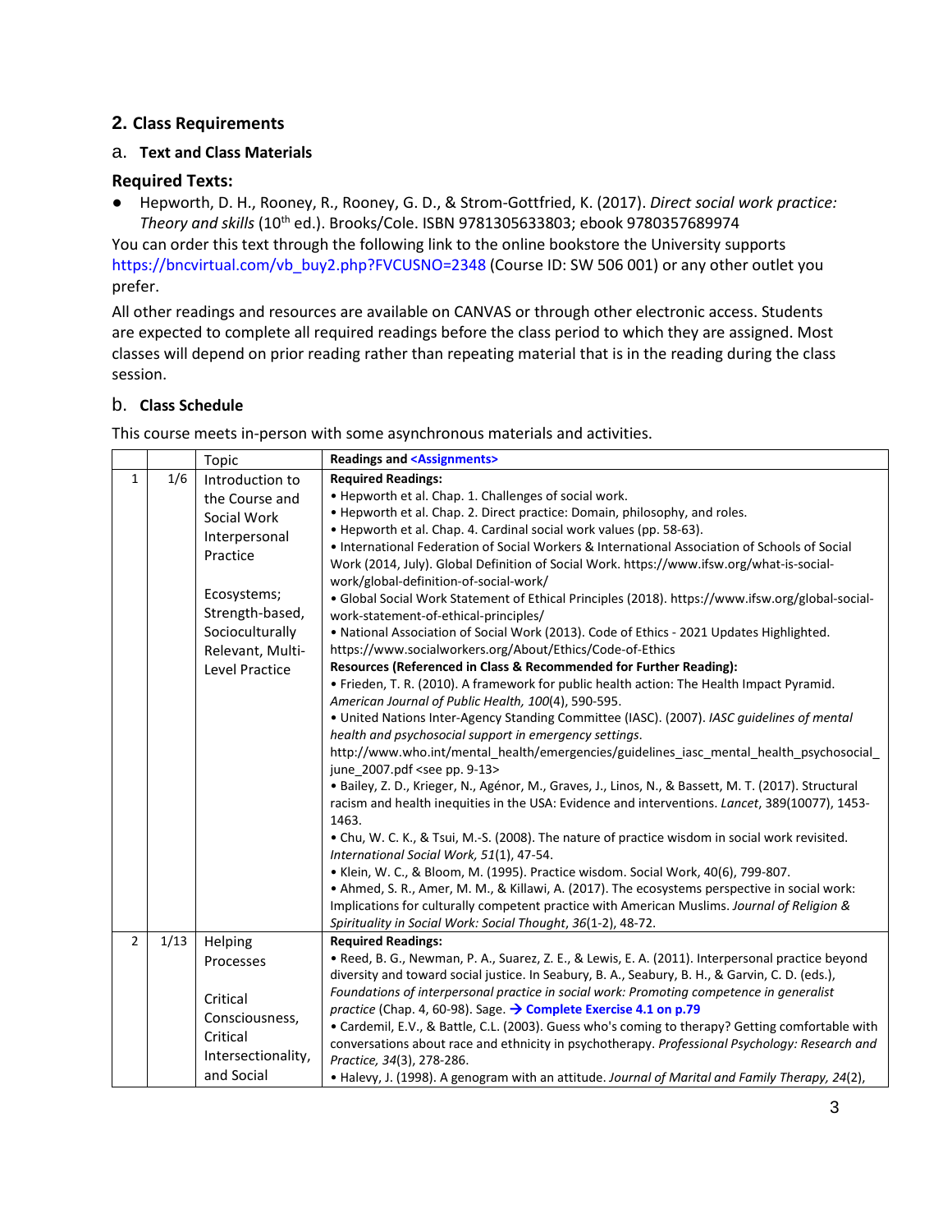## 2. Class Requirements

### a. Text and Class Materials

**Required Texts:**

- Hepworth, D. H., Rooney, R., Rooney, G. D., & Strom-Gottfried, K. (2017). *Direct social work practice: Theory and skills* (10th ed.). Brooks/Cole. ISBN 9781305633803; ebook 9780357689974

You can order this text through the following link to the online bookstore the University supports https://bncvirtual.com/vb_buy2.php?FVCUSNO=2348 (Course ID: SW 506 001) or any other outlet you prefer.

All other readings and resources are available on CANVAS or through other electronic access. Students are expected to complete all required readings before the class period to which they are assigned. Most classes will depend on prior reading rather than repeating material that is in the reading during the class session.

### b. Class Schedule

This course meets in-person with some asynchronous materials and activities.

| | | Topic | Readings and <Assignments> |
|---|---|---|---|
| 1 | 1/6 | Introduction to the Course and Social Work Interpersonal Practice<br><br>Ecosystems; Strength-based, Socioculturally Relevant, Multi-Level Practice | **Required Readings:**<br>• Hepworth et al. Chap. 1. Challenges of social work.<br>• Hepworth et al. Chap. 2. Direct practice: Domain, philosophy, and roles.<br>• Hepworth et al. Chap. 4. Cardinal social work values (pp. 58-63).<br>• International Federation of Social Workers & International Association of Schools of Social Work (2014, July). Global Definition of Social Work. https://www.ifsw.org/what-is-social-work/global-definition-of-social-work/<br>• Global Social Work Statement of Ethical Principles (2018). https://www.ifsw.org/global-social-work-statement-of-ethical-principles/<br>• National Association of Social Work (2013). Code of Ethics - 2021 Updates Highlighted. https://www.socialworkers.org/About/Ethics/Code-of-Ethics<br>**Resources (Referenced in Class & Recommended for Further Reading):**<br>• Frieden, T. R. (2010). A framework for public health action: The Health Impact Pyramid. *American Journal of Public Health, 100*(4), 590-595.<br>• United Nations Inter-Agency Standing Committee (IASC). (2007). *IASC guidelines of mental health and psychosocial support in emergency settings*. http://www.who.int/mental_health/emergencies/guidelines_iasc_mental_health_psychosocial_june_2007.pdf <see pp. 9-13><br>• Bailey, Z. D., Krieger, N., Agénor, M., Graves, J., Linos, N., & Bassett, M. T. (2017). Structural racism and health inequities in the USA: Evidence and interventions. *Lancet*, 389(10077), 1453-1463.<br>• Chu, W. C. K., & Tsui, M.-S. (2008). The nature of practice wisdom in social work revisited. *International Social Work, 51*(1), 47-54.<br>• Klein, W. C., & Bloom, M. (1995). Practice wisdom. Social Work, 40(6), 799-807.<br>• Ahmed, S. R., Amer, M. M., & Killawi, A. (2017). The ecosystems perspective in social work: Implications for culturally competent practice with American Muslims. *Journal of Religion & Spirituality in Social Work: Social Thought*, *36*(1-2), 48-72. |
| 2 | 1/13 | Helping Processes<br><br>Critical Consciousness, Critical Intersectionality, and Social | **Required Readings:**<br>• Reed, B. G., Newman, P. A., Suarez, Z. E., & Lewis, E. A. (2011). Interpersonal practice beyond diversity and toward social justice. In Seabury, B. A., Seabury, B. H., & Garvin, C. D. (eds.), *Foundations of interpersonal practice in social work: Promoting competence in generalist practice* (Chap. 4, 60-98). Sage. **→ Complete Exercise 4.1 on p.79**<br>• Cardemil, E.V., & Battle, C.L. (2003). Guess who's coming to therapy? Getting comfortable with conversations about race and ethnicity in psychotherapy. *Professional Psychology: Research and Practice, 34*(3), 278-286.<br>• Halevy, J. (1998). A genogram with an attitude. *Journal of Marital and Family Therapy, 24*(2), |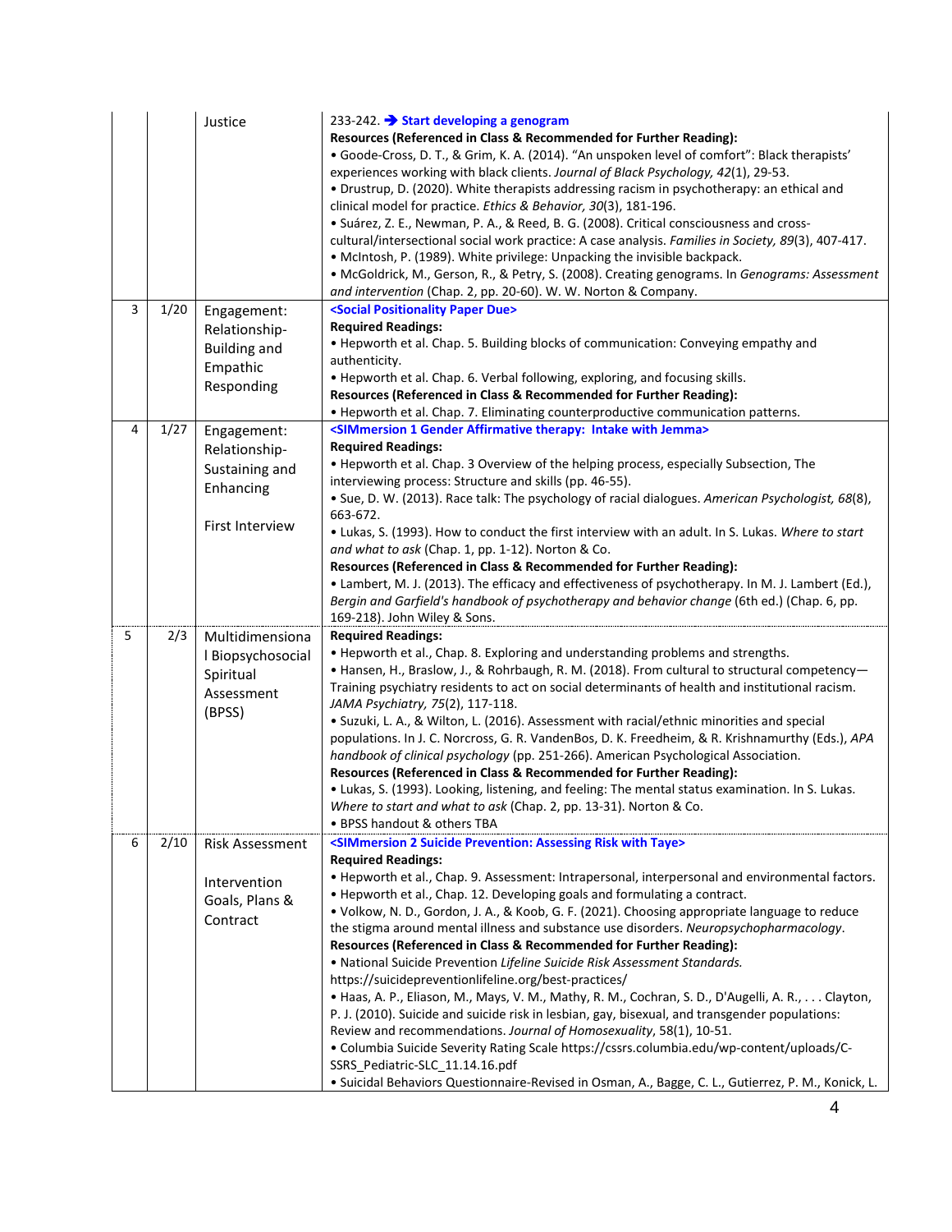| | | | |
|---|---|---|---|
| | | Justice | 233-242. ➔ **Start developing a genogram**<br>**Resources (Referenced in Class & Recommended for Further Reading):**<br>• Goode-Cross, D. T., & Grim, K. A. (2014). "An unspoken level of comfort": Black therapists' experiences working with black clients. *Journal of Black Psychology, 42*(1), 29-53.<br>• Drustrup, D. (2020). White therapists addressing racism in psychotherapy: an ethical and clinical model for practice. *Ethics & Behavior, 30*(3), 181-196.<br>• Suárez, Z. E., Newman, P. A., & Reed, B. G. (2008). Critical consciousness and cross-cultural/intersectional social work practice: A case analysis. *Families in Society, 89*(3), 407-417.<br>• McIntosh, P. (1989). White privilege: Unpacking the invisible backpack.<br>• McGoldrick, M., Gerson, R., & Petry, S. (2008). Creating genograms. In *Genograms: Assessment and intervention* (Chap. 2, pp. 20-60). W. W. Norton & Company. |
| 3 | 1/20 | Engagement: Relationship-Building and Empathic Responding | **<Social Positionality Paper Due>**<br>**Required Readings:**<br>• Hepworth et al. Chap. 5. Building blocks of communication: Conveying empathy and authenticity.<br>• Hepworth et al. Chap. 6. Verbal following, exploring, and focusing skills.<br>**Resources (Referenced in Class & Recommended for Further Reading):**<br>• Hepworth et al. Chap. 7. Eliminating counterproductive communication patterns. |
| 4 | 1/27 | Engagement: Relationship-Sustaining and Enhancing<br><br>First Interview | **<SIMmersion 1 Gender Affirmative therapy: Intake with Jemma>**<br>**Required Readings:**<br>• Hepworth et al. Chap. 3 Overview of the helping process, especially Subsection, The interviewing process: Structure and skills (pp. 46-55).<br>• Sue, D. W. (2013). Race talk: The psychology of racial dialogues. *American Psychologist, 68*(8), 663-672.<br>• Lukas, S. (1993). How to conduct the first interview with an adult. In S. Lukas. *Where to start and what to ask* (Chap. 1, pp. 1-12). Norton & Co.<br>**Resources (Referenced in Class & Recommended for Further Reading):**<br>• Lambert, M. J. (2013). The efficacy and effectiveness of psychotherapy. In M. J. Lambert (Ed.), *Bergin and Garfield's handbook of psychotherapy and behavior change* (6th ed.) (Chap. 6, pp. 169-218). John Wiley & Sons. |
| 5 | 2/3 | Multidimensional Biopsychosocial Spiritual Assessment (BPSS) | **Required Readings:**<br>• Hepworth et al., Chap. 8. Exploring and understanding problems and strengths.<br>• Hansen, H., Braslow, J., & Rohrbaugh, R. M. (2018). From cultural to structural competency—Training psychiatry residents to act on social determinants of health and institutional racism. *JAMA Psychiatry, 75*(2), 117-118.<br>• Suzuki, L. A., & Wilton, L. (2016). Assessment with racial/ethnic minorities and special populations. In J. C. Norcross, G. R. VandenBos, D. K. Freedheim, & R. Krishnamurthy (Eds.), *APA handbook of clinical psychology* (pp. 251-266). American Psychological Association.<br>**Resources (Referenced in Class & Recommended for Further Reading):**<br>• Lukas, S. (1993). Looking, listening, and feeling: The mental status examination. In S. Lukas. *Where to start and what to ask* (Chap. 2, pp. 13-31). Norton & Co.<br>• BPSS handout & others TBA |
| 6 | 2/10 | Risk Assessment<br><br>Intervention Goals, Plans & Contract | **<SIMmersion 2 Suicide Prevention: Assessing Risk with Taye>**<br>**Required Readings:**<br>• Hepworth et al., Chap. 9. Assessment: Intrapersonal, interpersonal and environmental factors.<br>• Hepworth et al., Chap. 12. Developing goals and formulating a contract.<br>• Volkow, N. D., Gordon, J. A., & Koob, G. F. (2021). Choosing appropriate language to reduce the stigma around mental illness and substance use disorders. *Neuropsychopharmacology*.<br>**Resources (Referenced in Class & Recommended for Further Reading):**<br>• National Suicide Prevention *Lifeline Suicide Risk Assessment Standards.* https://suicidepreventionlifeline.org/best-practices/<br>• Haas, A. P., Eliason, M., Mays, V. M., Mathy, R. M., Cochran, S. D., D'Augelli, A. R., . . . Clayton, P. J. (2010). Suicide and suicide risk in lesbian, gay, bisexual, and transgender populations: Review and recommendations. *Journal of Homosexuality*, 58(1), 10-51.<br>• Columbia Suicide Severity Rating Scale https://cssrs.columbia.edu/wp-content/uploads/C-SSRS_Pediatric-SLC_11.14.16.pdf<br>• Suicidal Behaviors Questionnaire-Revised in Osman, A., Bagge, C. L., Gutierrez, P. M., Konick, L. |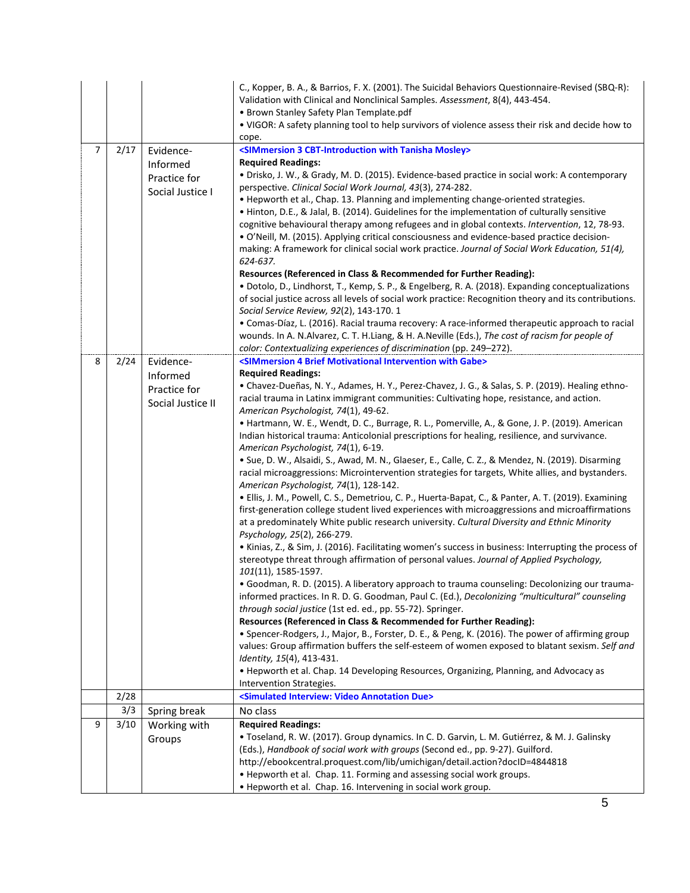| | | | |
|---|---|---|---|
| | | | C., Kopper, B. A., & Barrios, F. X. (2001). The Suicidal Behaviors Questionnaire-Revised (SBQ-R): Validation with Clinical and Nonclinical Samples. *Assessment*, 8(4), 443-454.<br>• Brown Stanley Safety Plan Template.pdf<br>• VIGOR: A safety planning tool to help survivors of violence assess their risk and decide how to cope. |
| 7 | 2/17 | Evidence-Informed Practice for Social Justice I | **<SIMmersion 3 CBT-Introduction with Tanisha Mosley>**<br>**Required Readings:**<br>• Drisko, J. W., & Grady, M. D. (2015). Evidence-based practice in social work: A contemporary perspective. *Clinical Social Work Journal, 43*(3), 274-282.<br>• Hepworth et al., Chap. 13. Planning and implementing change-oriented strategies.<br>• Hinton, D.E., & Jalal, B. (2014). Guidelines for the implementation of culturally sensitive cognitive behavioural therapy among refugees and in global contexts. *Intervention*, 12, 78-93.<br>• O'Neill, M. (2015). Applying critical consciousness and evidence-based practice decision-making: A framework for clinical social work practice. *Journal of Social Work Education, 51(4), 624-637.*<br>**Resources (Referenced in Class & Recommended for Further Reading):**<br>• Dotolo, D., Lindhorst, T., Kemp, S. P., & Engelberg, R. A. (2018). Expanding conceptualizations of social justice across all levels of social work practice: Recognition theory and its contributions. *Social Service Review, 92*(2), 143-170. 1<br>• Comas-Díaz, L. (2016). Racial trauma recovery: A race-informed therapeutic approach to racial wounds. In A. N.Alvarez, C. T. H.Liang, & H. A.Neville (Eds.), *The cost of racism for people of color: Contextualizing experiences of discrimination* (pp. 249–272). |
| 8 | 2/24 | Evidence-Informed Practice for Social Justice II | **<SIMmersion 4 Brief Motivational Intervention with Gabe>**<br>**Required Readings:**<br>• Chavez-Dueñas, N. Y., Adames, H. Y., Perez-Chavez, J. G., & Salas, S. P. (2019). Healing ethno-racial trauma in Latinx immigrant communities: Cultivating hope, resistance, and action. *American Psychologist, 74*(1), 49-62.<br>• Hartmann, W. E., Wendt, D. C., Burrage, R. L., Pomerville, A., & Gone, J. P. (2019). American Indian historical trauma: Anticolonial prescriptions for healing, resilience, and survivance. *American Psychologist, 74*(1), 6-19.<br>• Sue, D. W., Alsaidi, S., Awad, M. N., Glaeser, E., Calle, C. Z., & Mendez, N. (2019). Disarming racial microaggressions: Microintervention strategies for targets, White allies, and bystanders. *American Psychologist, 74*(1), 128-142.<br>• Ellis, J. M., Powell, C. S., Demetriou, C. P., Huerta-Bapat, C., & Panter, A. T. (2019). Examining first-generation college student lived experiences with microaggressions and microaffirmations at a predominately White public research university. *Cultural Diversity and Ethnic Minority Psychology, 25*(2), 266-279.<br>• Kinias, Z., & Sim, J. (2016). Facilitating women's success in business: Interrupting the process of stereotype threat through affirmation of personal values. *Journal of Applied Psychology, 101*(11), 1585-1597.<br>• Goodman, R. D. (2015). A liberatory approach to trauma counseling: Decolonizing our trauma-informed practices. In R. D. G. Goodman, Paul C. (Ed.), *Decolonizing "multicultural" counseling through social justice* (1st ed. ed., pp. 55-72). Springer.<br>**Resources (Referenced in Class & Recommended for Further Reading):**<br>• Spencer-Rodgers, J., Major, B., Forster, D. E., & Peng, K. (2016). The power of affirming group values: Group affirmation buffers the self-esteem of women exposed to blatant sexism. *Self and Identity, 15*(4), 413-431.<br>• Hepworth et al. Chap. 14 Developing Resources, Organizing, Planning, and Advocacy as Intervention Strategies. |
| | 2/28 | | **<Simulated Interview: Video Annotation Due>** |
| | 3/3 | Spring break | No class |
| 9 | 3/10 | Working with Groups | **Required Readings:**<br>• Toseland, R. W. (2017). Group dynamics. In C. D. Garvin, L. M. Gutiérrez, & M. J. Galinsky (Eds.), *Handbook of social work with groups* (Second ed., pp. 9-27). Guilford. http://ebookcentral.proquest.com/lib/umichigan/detail.action?docID=4844818<br>• Hepworth et al. Chap. 11. Forming and assessing social work groups.<br>• Hepworth et al. Chap. 16. Intervening in social work group. |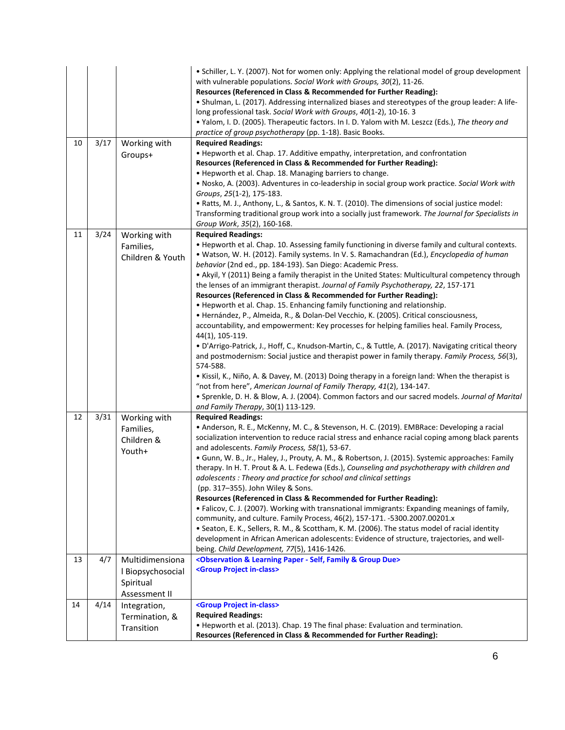| | | | |
|---|---|---|---|
| | | | • Schiller, L. Y. (2007). Not for women only: Applying the relational model of group development with vulnerable populations. *Social Work with Groups, 30*(2), 11-26.<br>**Resources (Referenced in Class & Recommended for Further Reading):**<br>• Shulman, L. (2017). Addressing internalized biases and stereotypes of the group leader: A life-long professional task. *Social Work with Groups*, *40*(1-2), 10-16. 3<br>• Yalom, I. D. (2005). Therapeutic factors. In I. D. Yalom with M. Leszcz (Eds.), *The theory and practice of group psychotherapy* (pp. 1-18). Basic Books. |
| 10 | 3/17 | Working with Groups+ | **Required Readings:**<br>• Hepworth et al. Chap. 17. Additive empathy, interpretation, and confrontation<br>**Resources (Referenced in Class & Recommended for Further Reading):**<br>• Hepworth et al. Chap. 18. Managing barriers to change.<br>• Nosko, A. (2003). Adventures in co-leadership in social group work practice. *Social Work with Groups*, *25*(1-2), 175-183.<br>• Ratts, M. J., Anthony, L., & Santos, K. N. T. (2010). The dimensions of social justice model: Transforming traditional group work into a socially just framework. *The Journal for Specialists in Group Work*, *35*(2), 160-168. |
| 11 | 3/24 | Working with Families, Children & Youth | **Required Readings:**<br>• Hepworth et al. Chap. 10. Assessing family functioning in diverse family and cultural contexts.<br>• Watson, W. H. (2012). Family systems. In V. S. Ramachandran (Ed.), *Encyclopedia of human behavior* (2nd ed., pp. 184-193). San Diego: Academic Press.<br>• Akyil, Y (2011) Being a family therapist in the United States: Multicultural competency through the lenses of an immigrant therapist. *Journal of Family Psychotherapy, 22*, 157-171<br>**Resources (Referenced in Class & Recommended for Further Reading):**<br>• Hepworth et al. Chap. 15. Enhancing family functioning and relationship.<br>• Hernández, P., Almeida, R., & Dolan-Del Vecchio, K. (2005). Critical consciousness, accountability, and empowerment: Key processes for helping families heal. Family Process, 44(1), 105-119.<br>• D'Arrigo-Patrick, J., Hoff, C., Knudson-Martin, C., & Tuttle, A. (2017). Navigating critical theory and postmodernism: Social justice and therapist power in family therapy. *Family Process, 56*(3), 574-588.<br>• Kissil, K., Niño, A. & Davey, M. (2013) Doing therapy in a foreign land: When the therapist is "not from here", *American Journal of Family Therapy, 41*(2), 134-147.<br>• Sprenkle, D. H. & Blow, A. J. (2004). Common factors and our sacred models. *Journal of Marital and Family Therapy*, 30(1) 113-129. |
| 12 | 3/31 | Working with Families, Children & Youth+ | **Required Readings:**<br>• Anderson, R. E., McKenny, M. C., & Stevenson, H. C. (2019). EMBRace: Developing a racial socialization intervention to reduce racial stress and enhance racial coping among black parents and adolescents. *Family Process, 58*(1), 53-67.<br>• Gunn, W. B., Jr., Haley, J., Prouty, A. M., & Robertson, J. (2015). Systemic approaches: Family therapy. In H. T. Prout & A. L. Fedewa (Eds.), *Counseling and psychotherapy with children and adolescents : Theory and practice for school and clinical settings* (pp. 317–355). John Wiley & Sons.<br>**Resources (Referenced in Class & Recommended for Further Reading):**<br>• Falicov, C. J. (2007). Working with transnational immigrants: Expanding meanings of family, community, and culture. Family Process, 46(2), 157-171. -5300.2007.00201.x<br>• Seaton, E. K., Sellers, R. M., & Scottham, K. M. (2006). The status model of racial identity development in African American adolescents: Evidence of structure, trajectories, and well-being. *Child Development, 77*(5), 1416-1426. |
| 13 | 4/7 | Multidimensional Biopsychosocial Spiritual Assessment II | **<Observation & Learning Paper - Self, Family & Group Due>**<br>**<Group Project in-class>** |
| 14 | 4/14 | Integration, Termination, & Transition | **<Group Project in-class>**<br>**Required Readings:**<br>• Hepworth et al. (2013). Chap. 19 The final phase: Evaluation and termination.<br>**Resources (Referenced in Class & Recommended for Further Reading):** |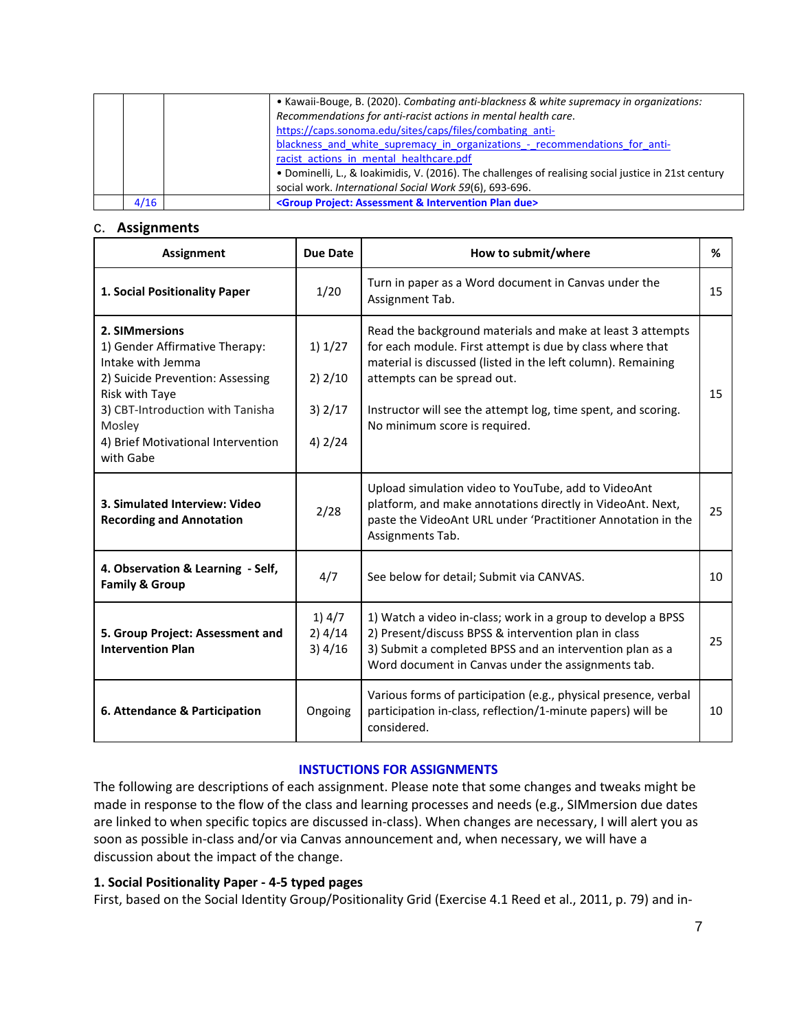| | | | |
|---|---|---|---|
| | | | • Kawaii-Bouge, B. (2020). *Combating anti-blackness & white supremacy in organizations: Recommendations for anti-racist actions in mental health care.* https://caps.sonoma.edu/sites/caps/files/combating_anti-blackness_and_white_supremacy_in_organizations_-_recommendations_for_anti-racist_actions_in_mental_healthcare.pdf<br>• Dominelli, L., & Ioakimidis, V. (2016). The challenges of realising social justice in 21st century social work. *International Social Work 59*(6), 693-696. |
| | 4/16 | | **<Group Project: Assessment & Intervention Plan due>** |

## C. Assignments

| Assignment | Due Date | How to submit/where | % |
|---|---|---|---|
| **1. Social Positionality Paper** | 1/20 | Turn in paper as a Word document in Canvas under the Assignment Tab. | 15 |
| **2. SIMmersions**<br>1) Gender Affirmative Therapy: Intake with Jemma<br>2) Suicide Prevention: Assessing Risk with Taye<br>3) CBT-Introduction with Tanisha Mosley<br>4) Brief Motivational Intervention with Gabe | 1) 1/27<br>2) 2/10<br>3) 2/17<br>4) 2/24 | Read the background materials and make at least 3 attempts for each module. First attempt is due by class where that material is discussed (listed in the left column). Remaining attempts can be spread out.<br><br>Instructor will see the attempt log, time spent, and scoring. No minimum score is required. | 15 |
| **3. Simulated Interview: Video Recording and Annotation** | 2/28 | Upload simulation video to YouTube, add to VideoAnt platform, and make annotations directly in VideoAnt. Next, paste the VideoAnt URL under 'Practitioner Annotation in the Assignments Tab. | 25 |
| **4. Observation & Learning - Self, Family & Group** | 4/7 | See below for detail; Submit via CANVAS. | 10 |
| **5. Group Project: Assessment and Intervention Plan** | 1) 4/7<br>2) 4/14<br>3) 4/16 | 1) Watch a video in-class; work in a group to develop a BPSS<br>2) Present/discuss BPSS & intervention plan in class<br>3) Submit a completed BPSS and an intervention plan as a Word document in Canvas under the assignments tab. | 25 |
| **6. Attendance & Participation** | Ongoing | Various forms of participation (e.g., physical presence, verbal participation in-class, reflection/1-minute papers) will be considered. | 10 |

### INSTUCTIONS FOR ASSIGNMENTS

The following are descriptions of each assignment. Please note that some changes and tweaks might be made in response to the flow of the class and learning processes and needs (e.g., SIMmersion due dates are linked to when specific topics are discussed in-class). When changes are necessary, I will alert you as soon as possible in-class and/or via Canvas announcement and, when necessary, we will have a discussion about the impact of the change.

**1. Social Positionality Paper - 4-5 typed pages**

First, based on the Social Identity Group/Positionality Grid (Exercise 4.1 Reed et al., 2011, p. 79) and in-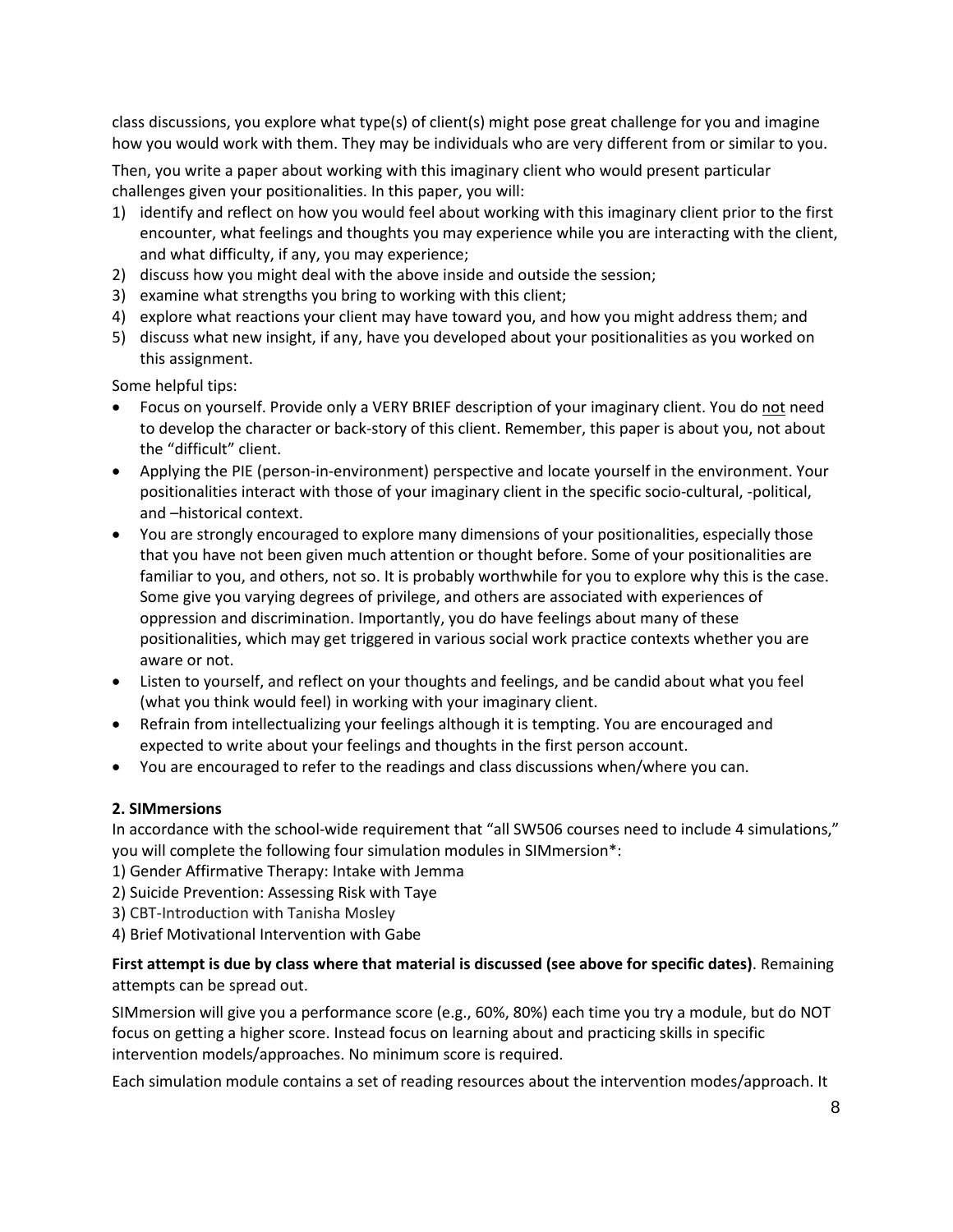class discussions, you explore what type(s) of client(s) might pose great challenge for you and imagine how you would work with them. They may be individuals who are very different from or similar to you.

Then, you write a paper about working with this imaginary client who would present particular challenges given your positionalities. In this paper, you will:

1) identify and reflect on how you would feel about working with this imaginary client prior to the first encounter, what feelings and thoughts you may experience while you are interacting with the client, and what difficulty, if any, you may experience;
2) discuss how you might deal with the above inside and outside the session;
3) examine what strengths you bring to working with this client;
4) explore what reactions your client may have toward you, and how you might address them; and
5) discuss what new insight, if any, have you developed about your positionalities as you worked on this assignment.

Some helpful tips:

- Focus on yourself. Provide only a VERY BRIEF description of your imaginary client. You do <u>not</u> need to develop the character or back-story of this client. Remember, this paper is about you, not about the "difficult" client.
- Applying the PIE (person-in-environment) perspective and locate yourself in the environment. Your positionalities interact with those of your imaginary client in the specific socio-cultural, -political, and –historical context.
- You are strongly encouraged to explore many dimensions of your positionalities, especially those that you have not been given much attention or thought before. Some of your positionalities are familiar to you, and others, not so. It is probably worthwhile for you to explore why this is the case. Some give you varying degrees of privilege, and others are associated with experiences of oppression and discrimination. Importantly, you do have feelings about many of these positionalities, which may get triggered in various social work practice contexts whether you are aware or not.
- Listen to yourself, and reflect on your thoughts and feelings, and be candid about what you feel (what you think would feel) in working with your imaginary client.
- Refrain from intellectualizing your feelings although it is tempting. You are encouraged and expected to write about your feelings and thoughts in the first person account.
- You are encouraged to refer to the readings and class discussions when/where you can.

**2. SIMmersions**

In accordance with the school-wide requirement that "all SW506 courses need to include 4 simulations," you will complete the following four simulation modules in SIMmersion*:

1) Gender Affirmative Therapy: Intake with Jemma
2) Suicide Prevention: Assessing Risk with Taye
3) CBT-Introduction with Tanisha Mosley
4) Brief Motivational Intervention with Gabe

**First attempt is due by class where that material is discussed (see above for specific dates)**. Remaining attempts can be spread out.

SIMmersion will give you a performance score (e.g., 60%, 80%) each time you try a module, but do NOT focus on getting a higher score. Instead focus on learning about and practicing skills in specific intervention models/approaches. No minimum score is required.

Each simulation module contains a set of reading resources about the intervention modes/approach. It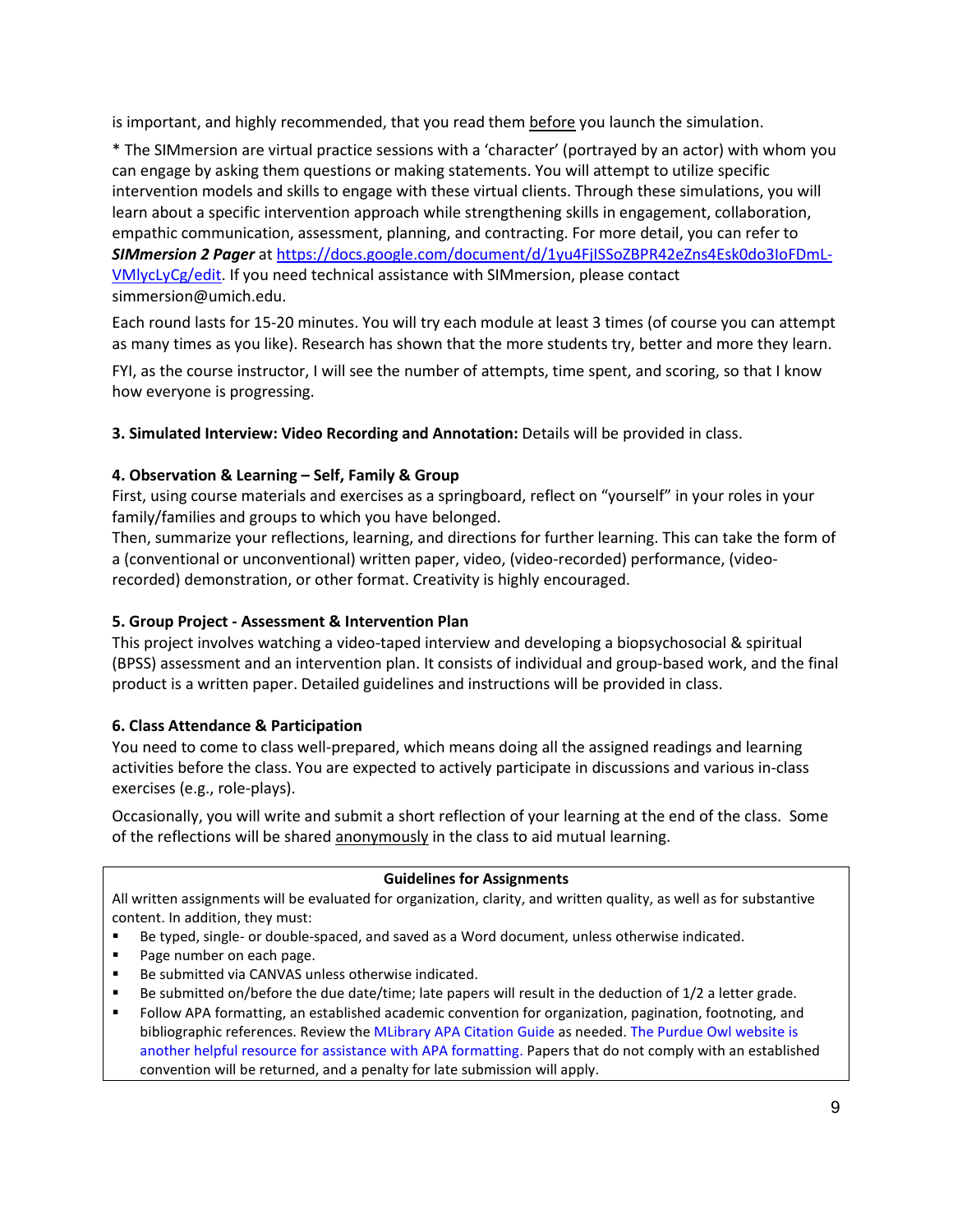is important, and highly recommended, that you read them before you launch the simulation.

* The SIMmersion are virtual practice sessions with a 'character' (portrayed by an actor) with whom you can engage by asking them questions or making statements. You will attempt to utilize specific intervention models and skills to engage with these virtual clients. Through these simulations, you will learn about a specific intervention approach while strengthening skills in engagement, collaboration, empathic communication, assessment, planning, and contracting. For more detail, you can refer to ***SIMmersion 2 Pager*** at [https://docs.google.com/document/d/1yu4FjISSoZBPR42eZns4Esk0do3IoFDmL-VMlycLyCg/edit](https://docs.google.com/document/d/1yu4FjISSoZBPR42eZns4Esk0do3IoFDmL-VMlycLyCg/edit). If you need technical assistance with SIMmersion, please contact simmersion@umich.edu.

Each round lasts for 15-20 minutes. You will try each module at least 3 times (of course you can attempt as many times as you like). Research has shown that the more students try, better and more they learn.

FYI, as the course instructor, I will see the number of attempts, time spent, and scoring, so that I know how everyone is progressing.

**3. Simulated Interview: Video Recording and Annotation:** Details will be provided in class.

**4. Observation & Learning – Self, Family & Group**

First, using course materials and exercises as a springboard, reflect on "yourself" in your roles in your family/families and groups to which you have belonged.

Then, summarize your reflections, learning, and directions for further learning. This can take the form of a (conventional or unconventional) written paper, video, (video-recorded) performance, (video-recorded) demonstration, or other format. Creativity is highly encouraged.

**5. Group Project - Assessment & Intervention Plan**

This project involves watching a video-taped interview and developing a biopsychosocial & spiritual (BPSS) assessment and an intervention plan. It consists of individual and group-based work, and the final product is a written paper. Detailed guidelines and instructions will be provided in class.

**6. Class Attendance & Participation**

You need to come to class well-prepared, which means doing all the assigned readings and learning activities before the class. You are expected to actively participate in discussions and various in-class exercises (e.g., role-plays).

Occasionally, you will write and submit a short reflection of your learning at the end of the class. Some of the reflections will be shared anonymously in the class to aid mutual learning.

**Guidelines for Assignments**

All written assignments will be evaluated for organization, clarity, and written quality, as well as for substantive content. In addition, they must:

- Be typed, single- or double-spaced, and saved as a Word document, unless otherwise indicated.
- Page number on each page.
- Be submitted via CANVAS unless otherwise indicated.
- Be submitted on/before the due date/time; late papers will result in the deduction of 1/2 a letter grade.
- Follow APA formatting, an established academic convention for organization, pagination, footnoting, and bibliographic references. Review the MLibrary APA Citation Guide as needed. The Purdue Owl website is another helpful resource for assistance with APA formatting. Papers that do not comply with an established convention will be returned, and a penalty for late submission will apply.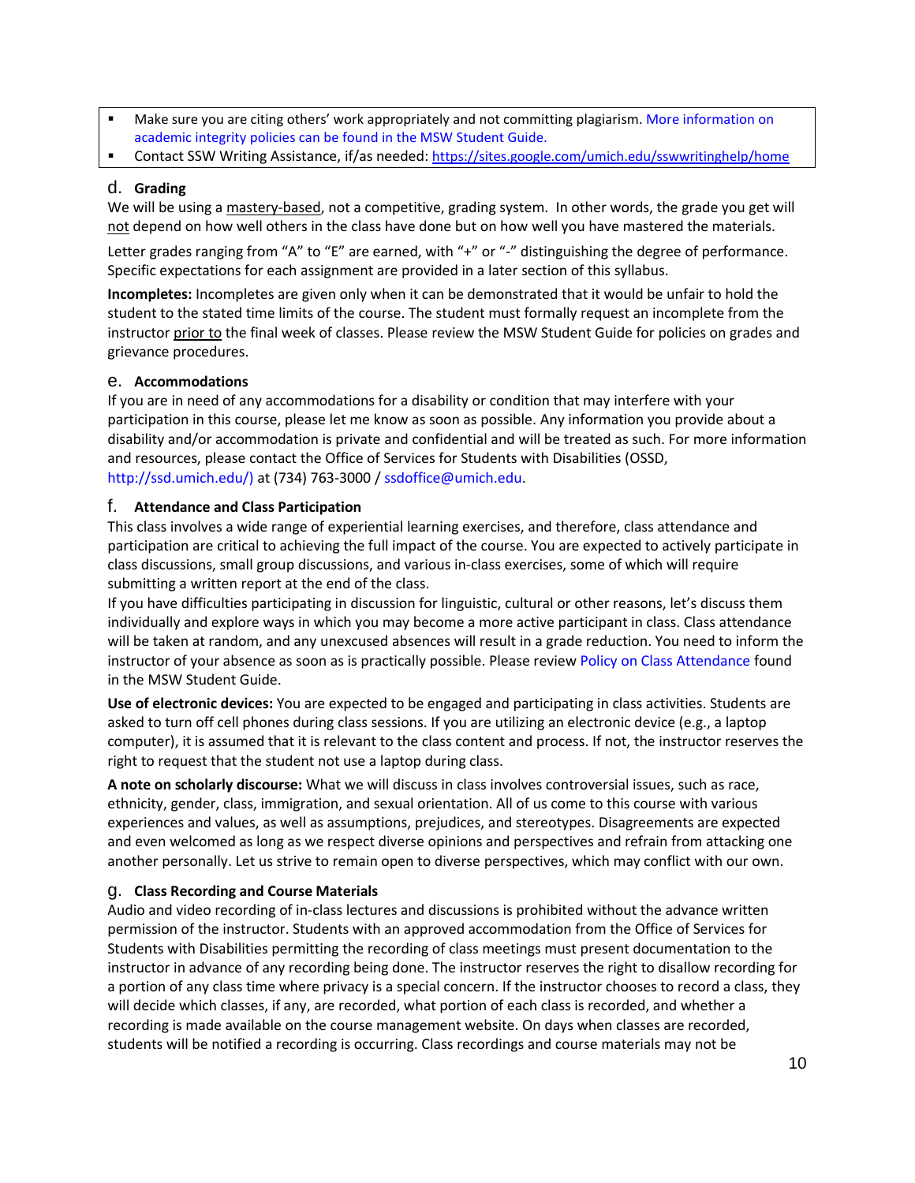- Make sure you are citing others' work appropriately and not committing plagiarism. More information on academic integrity policies can be found in the MSW Student Guide.
- Contact SSW Writing Assistance, if/as needed: https://sites.google.com/umich.edu/sswwritinghelp/home

### d. Grading

We will be using a mastery-based, not a competitive, grading system. In other words, the grade you get will not depend on how well others in the class have done but on how well you have mastered the materials.

Letter grades ranging from "A" to "E" are earned, with "+" or "-" distinguishing the degree of performance. Specific expectations for each assignment are provided in a later section of this syllabus.

**Incompletes:** Incompletes are given only when it can be demonstrated that it would be unfair to hold the student to the stated time limits of the course. The student must formally request an incomplete from the instructor prior to the final week of classes. Please review the MSW Student Guide for policies on grades and grievance procedures.

### e. Accommodations

If you are in need of any accommodations for a disability or condition that may interfere with your participation in this course, please let me know as soon as possible. Any information you provide about a disability and/or accommodation is private and confidential and will be treated as such. For more information and resources, please contact the Office of Services for Students with Disabilities (OSSD, http://ssd.umich.edu/) at (734) 763-3000 / ssdoffice@umich.edu.

### f. Attendance and Class Participation

This class involves a wide range of experiential learning exercises, and therefore, class attendance and participation are critical to achieving the full impact of the course. You are expected to actively participate in class discussions, small group discussions, and various in-class exercises, some of which will require submitting a written report at the end of the class.

If you have difficulties participating in discussion for linguistic, cultural or other reasons, let's discuss them individually and explore ways in which you may become a more active participant in class. Class attendance will be taken at random, and any unexcused absences will result in a grade reduction. You need to inform the instructor of your absence as soon as is practically possible. Please review Policy on Class Attendance found in the MSW Student Guide.

**Use of electronic devices:** You are expected to be engaged and participating in class activities. Students are asked to turn off cell phones during class sessions. If you are utilizing an electronic device (e.g., a laptop computer), it is assumed that it is relevant to the class content and process. If not, the instructor reserves the right to request that the student not use a laptop during class.

**A note on scholarly discourse:** What we will discuss in class involves controversial issues, such as race, ethnicity, gender, class, immigration, and sexual orientation. All of us come to this course with various experiences and values, as well as assumptions, prejudices, and stereotypes. Disagreements are expected and even welcomed as long as we respect diverse opinions and perspectives and refrain from attacking one another personally. Let us strive to remain open to diverse perspectives, which may conflict with our own.

### g. Class Recording and Course Materials

Audio and video recording of in-class lectures and discussions is prohibited without the advance written permission of the instructor. Students with an approved accommodation from the Office of Services for Students with Disabilities permitting the recording of class meetings must present documentation to the instructor in advance of any recording being done. The instructor reserves the right to disallow recording for a portion of any class time where privacy is a special concern. If the instructor chooses to record a class, they will decide which classes, if any, are recorded, what portion of each class is recorded, and whether a recording is made available on the course management website. On days when classes are recorded, students will be notified a recording is occurring. Class recordings and course materials may not be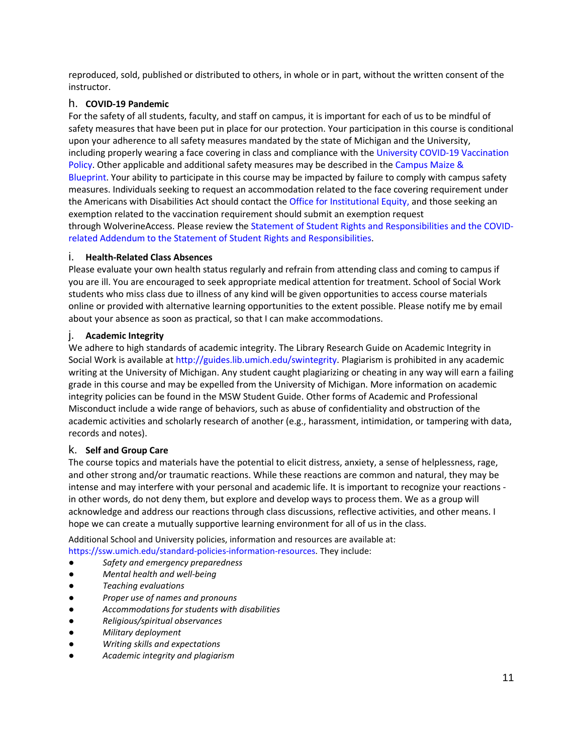reproduced, sold, published or distributed to others, in whole or in part, without the written consent of the instructor.

### h. **COVID-19 Pandemic**

For the safety of all students, faculty, and staff on campus, it is important for each of us to be mindful of safety measures that have been put in place for our protection. Your participation in this course is conditional upon your adherence to all safety measures mandated by the state of Michigan and the University, including properly wearing a face covering in class and compliance with the University COVID-19 Vaccination Policy. Other applicable and additional safety measures may be described in the Campus Maize & Blueprint. Your ability to participate in this course may be impacted by failure to comply with campus safety measures. Individuals seeking to request an accommodation related to the face covering requirement under the Americans with Disabilities Act should contact the Office for Institutional Equity, and those seeking an exemption related to the vaccination requirement should submit an exemption request through WolverineAccess. Please review the Statement of Student Rights and Responsibilities and the COVID-related Addendum to the Statement of Student Rights and Responsibilities.

### i. **Health-Related Class Absences**

Please evaluate your own health status regularly and refrain from attending class and coming to campus if you are ill. You are encouraged to seek appropriate medical attention for treatment. School of Social Work students who miss class due to illness of any kind will be given opportunities to access course materials online or provided with alternative learning opportunities to the extent possible. Please notify me by email about your absence as soon as practical, so that I can make accommodations.

### j. **Academic Integrity**

We adhere to high standards of academic integrity. The Library Research Guide on Academic Integrity in Social Work is available at http://guides.lib.umich.edu/swintegrity. Plagiarism is prohibited in any academic writing at the University of Michigan. Any student caught plagiarizing or cheating in any way will earn a failing grade in this course and may be expelled from the University of Michigan. More information on academic integrity policies can be found in the MSW Student Guide. Other forms of Academic and Professional Misconduct include a wide range of behaviors, such as abuse of confidentiality and obstruction of the academic activities and scholarly research of another (e.g., harassment, intimidation, or tampering with data, records and notes).

### k. **Self and Group Care**

The course topics and materials have the potential to elicit distress, anxiety, a sense of helplessness, rage, and other strong and/or traumatic reactions. While these reactions are common and natural, they may be intense and may interfere with your personal and academic life. It is important to recognize your reactions - in other words, do not deny them, but explore and develop ways to process them. We as a group will acknowledge and address our reactions through class discussions, reflective activities, and other means. I hope we can create a mutually supportive learning environment for all of us in the class.

Additional School and University policies, information and resources are available at: https://ssw.umich.edu/standard-policies-information-resources. They include:

- *Safety and emergency preparedness*
- *Mental health and well-being*
- *Teaching evaluations*
- *Proper use of names and pronouns*
- *Accommodations for students with disabilities*
- *Religious/spiritual observances*
- *Military deployment*
- *Writing skills and expectations*
- *Academic integrity and plagiarism*